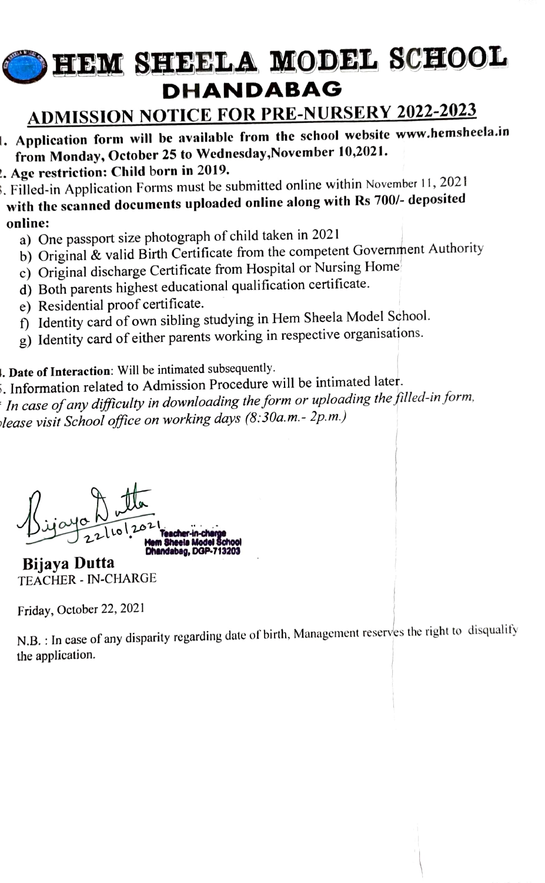# HEM SHEELA MODEL SCHOOL

## DHANDABAG

## ADMISSION NOTICE FOR PRE-NURSERY 2022-2023

1. **Application form will be available from the school website www.hemsheela.in from Monday, October 25 to Wednesday, November 10, 2021.**
2. **Age restriction: Child born in 2019.**
3. Filled-in Application Forms must be submitted online within November 11, 2021 **with the scanned documents uploaded online along with Rs 700/- deposited online:**
   a) One passport size photograph of child taken in 2021
   b) Original & valid Birth Certificate from the competent Government Authority
   c) Original discharge Certificate from Hospital or Nursing Home
   d) Both parents highest educational qualification certificate.
   e) Residential proof certificate.
   f) Identity card of own sibling studying in Hem Sheela Model School.
   g) Identity card of either parents working in respective organisations.
4. **Date of Interaction**: Will be intimated subsequently.
5. Information related to Admission Procedure will be intimated later.

*\* In case of any difficulty in downloading the form or uploading the filled-in form, please visit School office on working days (8:30a.m.- 2p.m.)*

Bijaya Dutta 22/10/2021
Teacher-in-charge
Hem Sheela Model School
Dhandabag, DGP-713203

**Bijaya Dutta**
TEACHER - IN-CHARGE

Friday, October 22, 2021

N.B. : In case of any disparity regarding date of birth, Management reserves the right to disqualify the application.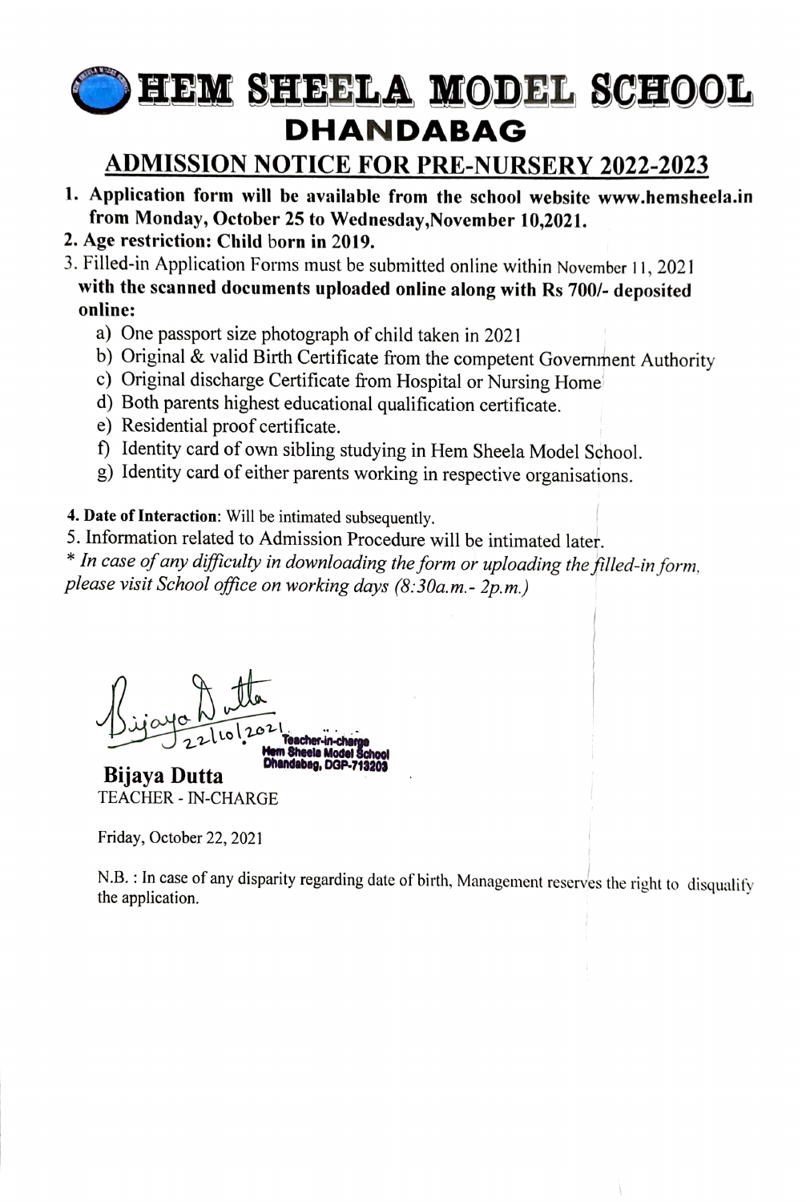# HEM SHEELA MODEL SCHOOL

## DHANDABAG

## ADMISSION NOTICE FOR PRE-NURSERY 2022-2023

1. **Application form will be available from the school website www.hemsheela.in from Monday, October 25 to Wednesday,November 10,2021.**
2. **Age restriction: Child born in 2019.**
3. Filled-in Application Forms must be submitted online within November 11, 2021 **with the scanned documents uploaded online along with Rs 700/- deposited online:**
   a) One passport size photograph of child taken in 2021
   b) Original & valid Birth Certificate from the competent Government Authority
   c) Original discharge Certificate from Hospital or Nursing Home
   d) Both parents highest educational qualification certificate.
   e) Residential proof certificate.
   f) Identity card of own sibling studying in Hem Sheela Model School.
   g) Identity card of either parents working in respective organisations.

4. **Date of Interaction**: Will be intimated subsequently.

5. Information related to Admission Procedure will be intimated later.

*\* In case of any difficulty in downloading the form or uploading the filled-in form, please visit School office on working days (8:30a.m.- 2p.m.)*

Bijaya Dutta 22/10/2021

Teacher-in-charge
Hem Sheela Model School
Dhandabag, DGP-713203

**Bijaya Dutta**
TEACHER - IN-CHARGE

Friday, October 22, 2021

N.B. : In case of any disparity regarding date of birth, Management reserves the right to disqualify the application.